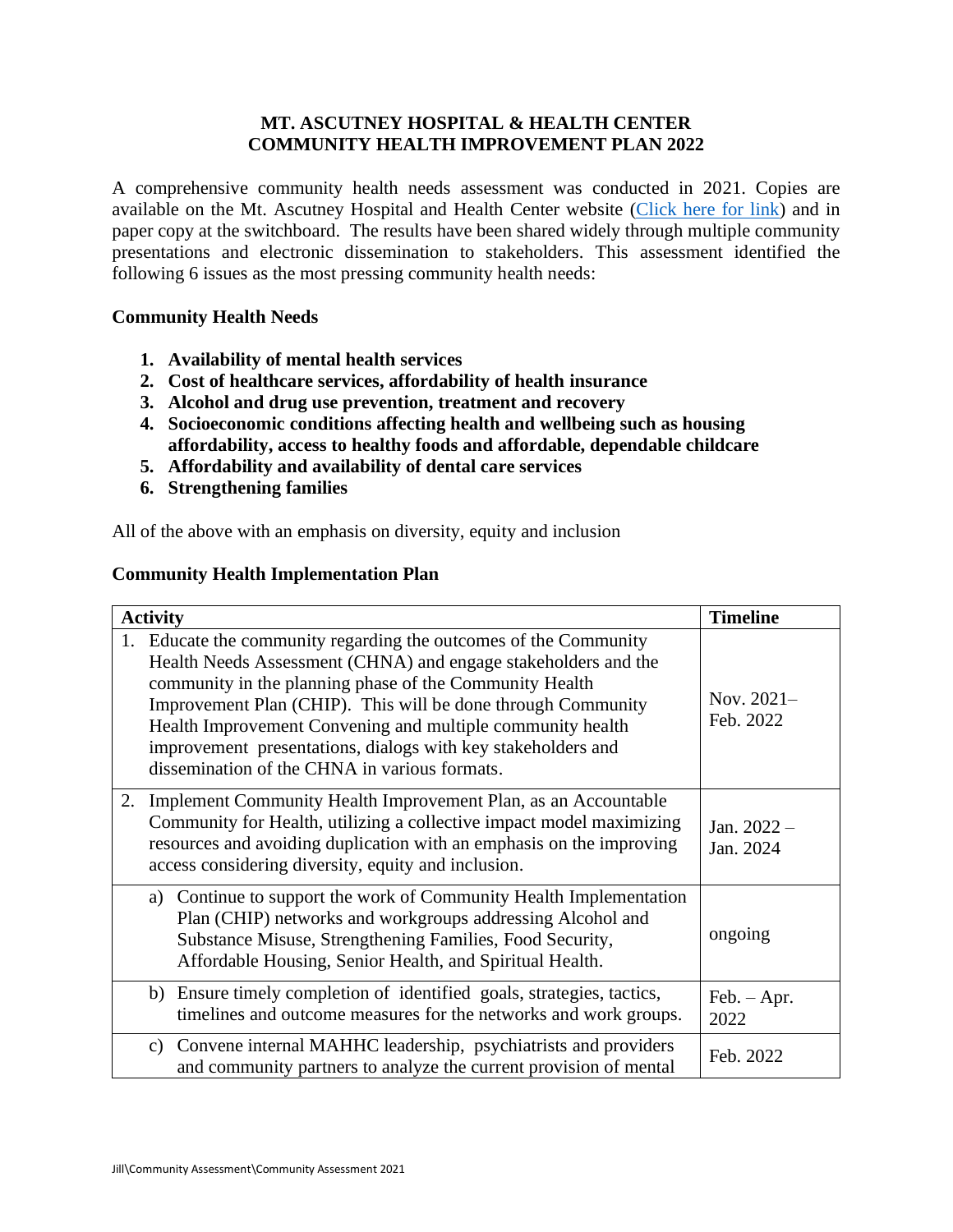# MT. ASCUTNEY HOSPITAL & HEALTH CENTER
# COMMUNITY HEALTH IMPROVEMENT PLAN 2022

A comprehensive community health needs assessment was conducted in 2021. Copies are available on the Mt. Ascutney Hospital and Health Center website (Click here for link) and in paper copy at the switchboard. The results have been shared widely through multiple community presentations and electronic dissemination to stakeholders. This assessment identified the following 6 issues as the most pressing community health needs:

**Community Health Needs**

1. **Availability of mental health services**
2. **Cost of healthcare services, affordability of health insurance**
3. **Alcohol and drug use prevention, treatment and recovery**
4. **Socioeconomic conditions affecting health and wellbeing such as housing affordability, access to healthy foods and affordable, dependable childcare**
5. **Affordability and availability of dental care services**
6. **Strengthening families**

All of the above with an emphasis on diversity, equity and inclusion

**Community Health Implementation Plan**

| Activity | Timeline |
|---|---|
| 1. Educate the community regarding the outcomes of the Community Health Needs Assessment (CHNA) and engage stakeholders and the community in the planning phase of the Community Health Improvement Plan (CHIP). This will be done through Community Health Improvement Convening and multiple community health improvement presentations, dialogs with key stakeholders and dissemination of the CHNA in various formats. | Nov. 2021–Feb. 2022 |
| 2. Implement Community Health Improvement Plan, as an Accountable Community for Health, utilizing a collective impact model maximizing resources and avoiding duplication with an emphasis on the improving access considering diversity, equity and inclusion. | Jan. 2022 – Jan. 2024 |
| a) Continue to support the work of Community Health Implementation Plan (CHIP) networks and workgroups addressing Alcohol and Substance Misuse, Strengthening Families, Food Security, Affordable Housing, Senior Health, and Spiritual Health. | ongoing |
| b) Ensure timely completion of identified goals, strategies, tactics, timelines and outcome measures for the networks and work groups. | Feb. – Apr. 2022 |
| c) Convene internal MAHHC leadership, psychiatrists and providers and community partners to analyze the current provision of mental | Feb. 2022 |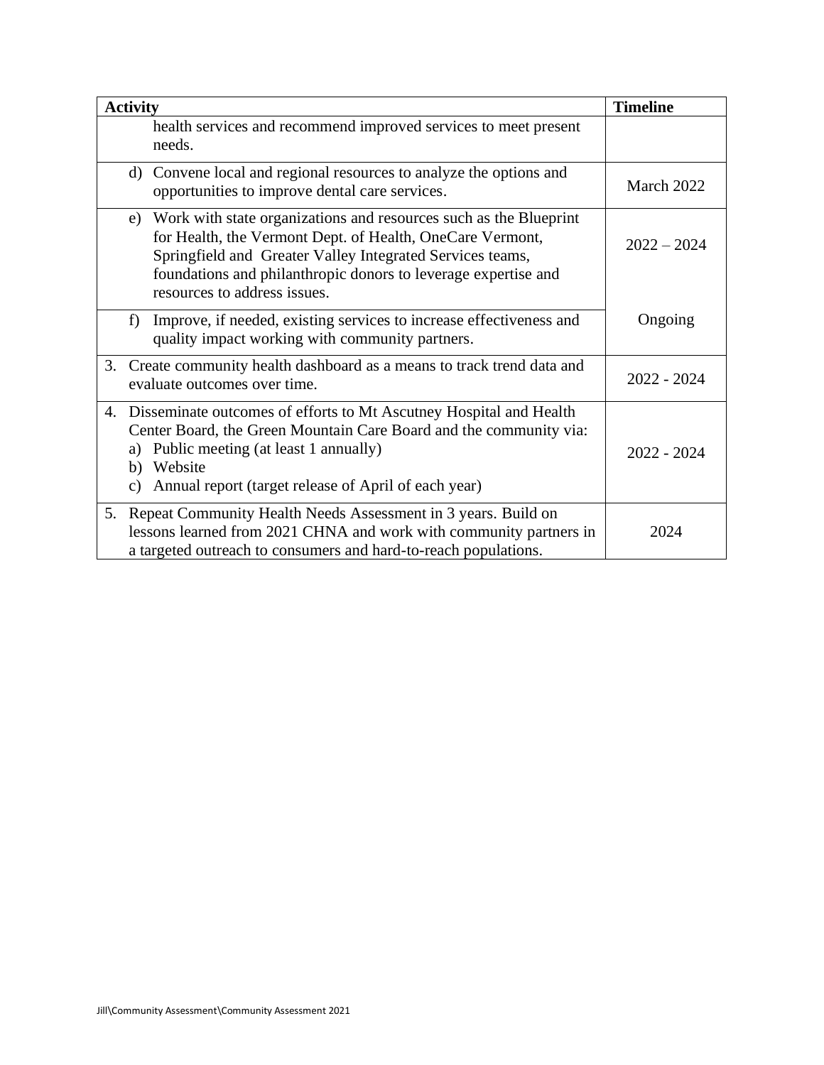| Activity | Timeline |
|---|---|
| health services and recommend improved services to meet present needs. | |
| d) Convene local and regional resources to analyze the options and opportunities to improve dental care services. | March 2022 |
| e) Work with state organizations and resources such as the Blueprint for Health, the Vermont Dept. of Health, OneCare Vermont, Springfield and Greater Valley Integrated Services teams, foundations and philanthropic donors to leverage expertise and resources to address issues. | 2022 – 2024 |
| f) Improve, if needed, existing services to increase effectiveness and quality impact working with community partners. | Ongoing |
| 3. Create community health dashboard as a means to track trend data and evaluate outcomes over time. | 2022 - 2024 |
| 4. Disseminate outcomes of efforts to Mt Ascutney Hospital and Health Center Board, the Green Mountain Care Board and the community via: a) Public meeting (at least 1 annually) b) Website c) Annual report (target release of April of each year) | 2022 - 2024 |
| 5. Repeat Community Health Needs Assessment in 3 years. Build on lessons learned from 2021 CHNA and work with community partners in a targeted outreach to consumers and hard-to-reach populations. | 2024 |